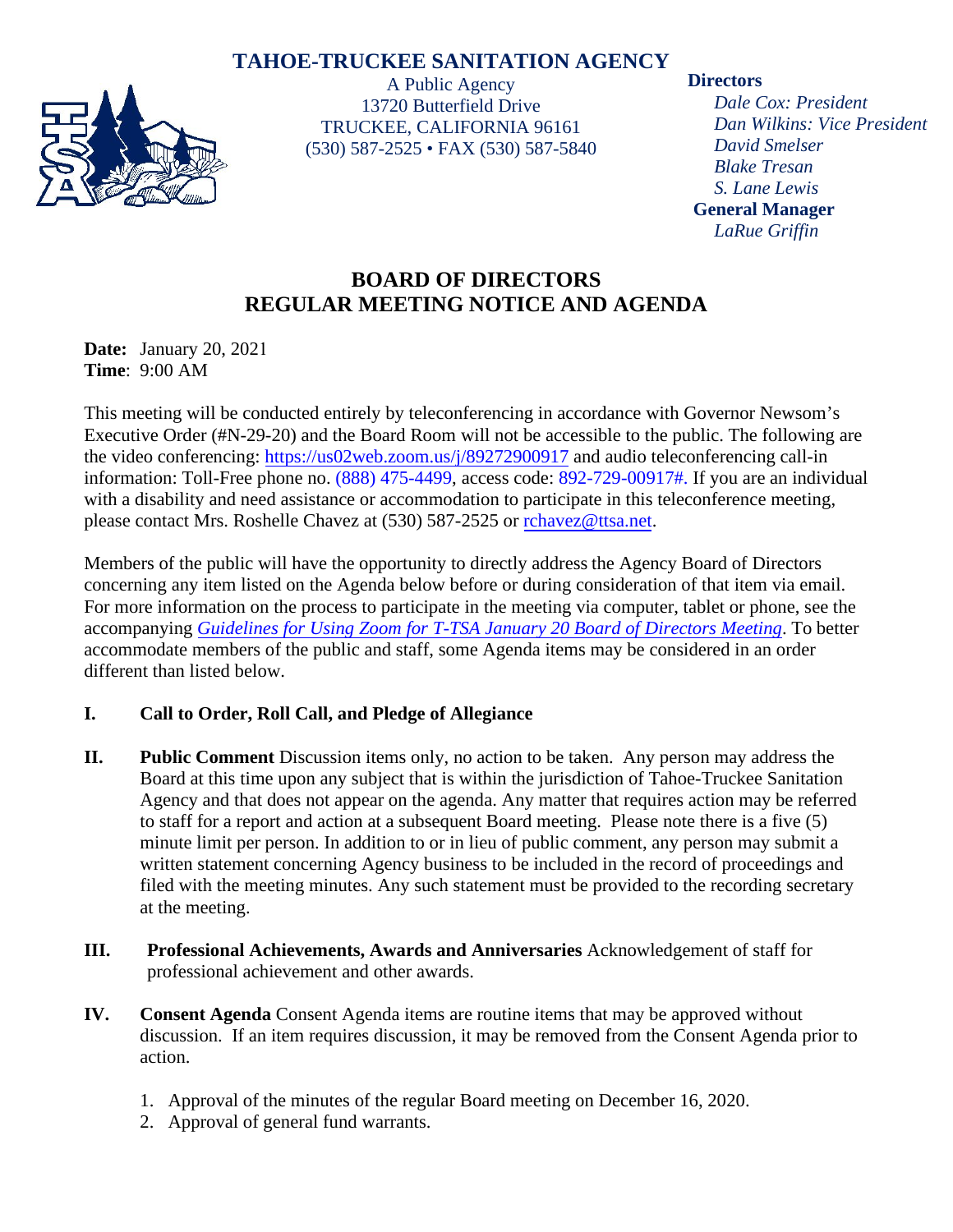# TAHOE-TRUCKEE SANITATION AGENCY

A Public Agency
13720 Butterfield Drive
TRUCKEE, CALIFORNIA 96161
(530) 587-2525 • FAX (530) 587-5840

**Directors**
*Dale Cox: President*
*Dan Wilkins: Vice President*
*David Smelser*
*Blake Tresan*
*S. Lane Lewis*

**General Manager**
*LaRue Griffin*

## BOARD OF DIRECTORS
## REGULAR MEETING NOTICE AND AGENDA

**Date:** January 20, 2021
**Time**: 9:00 AM

This meeting will be conducted entirely by teleconferencing in accordance with Governor Newsom's Executive Order (#N-29-20) and the Board Room will not be accessible to the public. The following are the video conferencing: https://us02web.zoom.us/j/89272900917 and audio teleconferencing call-in information: Toll-Free phone no. (888) 475-4499, access code: 892-729-00917#. If you are an individual with a disability and need assistance or accommodation to participate in this teleconference meeting, please contact Mrs. Roshelle Chavez at (530) 587-2525 or rchavez@ttsa.net.

Members of the public will have the opportunity to directly address the Agency Board of Directors concerning any item listed on the Agenda below before or during consideration of that item via email. For more information on the process to participate in the meeting via computer, tablet or phone, see the accompanying *Guidelines for Using Zoom for T-TSA January 20 Board of Directors Meeting*. To better accommodate members of the public and staff, some Agenda items may be considered in an order different than listed below.

**I. Call to Order, Roll Call, and Pledge of Allegiance**

**II. Public Comment** Discussion items only, no action to be taken. Any person may address the Board at this time upon any subject that is within the jurisdiction of Tahoe-Truckee Sanitation Agency and that does not appear on the agenda. Any matter that requires action may be referred to staff for a report and action at a subsequent Board meeting. Please note there is a five (5) minute limit per person. In addition to or in lieu of public comment, any person may submit a written statement concerning Agency business to be included in the record of proceedings and filed with the meeting minutes. Any such statement must be provided to the recording secretary at the meeting.

**III. Professional Achievements, Awards and Anniversaries** Acknowledgement of staff for professional achievement and other awards.

**IV. Consent Agenda** Consent Agenda items are routine items that may be approved without discussion. If an item requires discussion, it may be removed from the Consent Agenda prior to action.

1. Approval of the minutes of the regular Board meeting on December 16, 2020.
2. Approval of general fund warrants.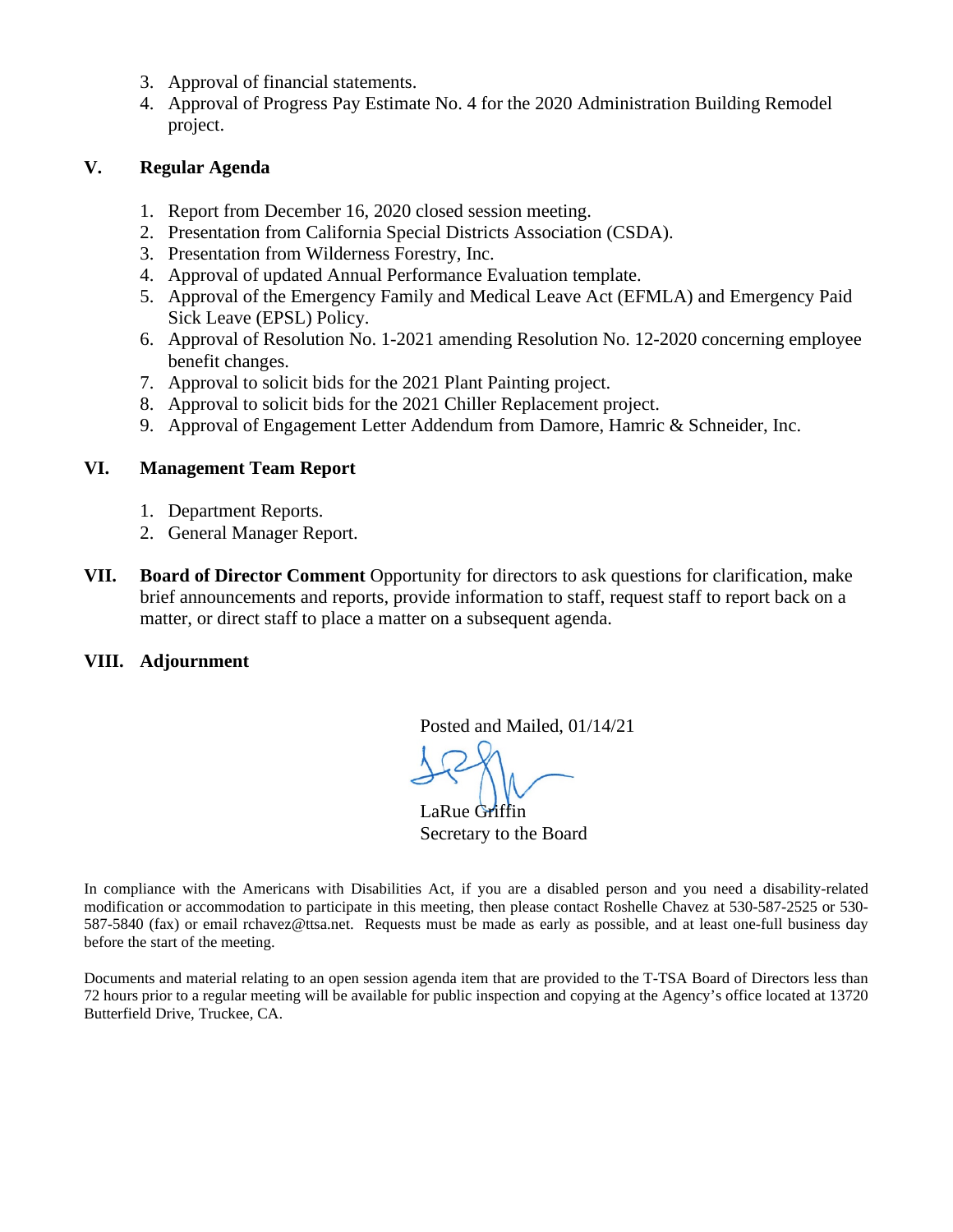3. Approval of financial statements.
4. Approval of Progress Pay Estimate No. 4 for the 2020 Administration Building Remodel project.

## V. Regular Agenda

1. Report from December 16, 2020 closed session meeting.
2. Presentation from California Special Districts Association (CSDA).
3. Presentation from Wilderness Forestry, Inc.
4. Approval of updated Annual Performance Evaluation template.
5. Approval of the Emergency Family and Medical Leave Act (EFMLA) and Emergency Paid Sick Leave (EPSL) Policy.
6. Approval of Resolution No. 1-2021 amending Resolution No. 12-2020 concerning employee benefit changes.
7. Approval to solicit bids for the 2021 Plant Painting project.
8. Approval to solicit bids for the 2021 Chiller Replacement project.
9. Approval of Engagement Letter Addendum from Damore, Hamric & Schneider, Inc.

## VI. Management Team Report

1. Department Reports.
2. General Manager Report.

## VII. Board of Director Comment

**Board of Director Comment** Opportunity for directors to ask questions for clarification, make brief announcements and reports, provide information to staff, request staff to report back on a matter, or direct staff to place a matter on a subsequent agenda.

## VIII. Adjournment

Posted and Mailed, 01/14/21

LaRue Griffin
Secretary to the Board

In compliance with the Americans with Disabilities Act, if you are a disabled person and you need a disability-related modification or accommodation to participate in this meeting, then please contact Roshelle Chavez at 530-587-2525 or 530-587-5840 (fax) or email rchavez@ttsa.net. Requests must be made as early as possible, and at least one-full business day before the start of the meeting.

Documents and material relating to an open session agenda item that are provided to the T-TSA Board of Directors less than 72 hours prior to a regular meeting will be available for public inspection and copying at the Agency's office located at 13720 Butterfield Drive, Truckee, CA.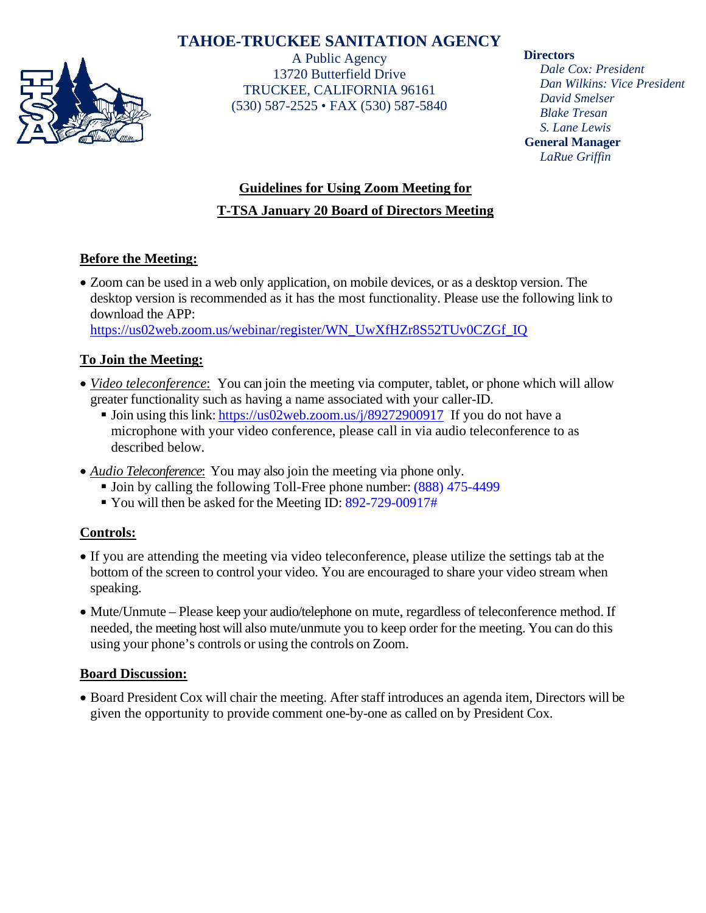# TAHOE-TRUCKEE SANITATION AGENCY

A Public Agency
13720 Butterfield Drive
TRUCKEE, CALIFORNIA 96161
(530) 587-2525 • FAX (530) 587-5840

**Directors**
*Dale Cox: President*
*Dan Wilkins: Vice President*
*David Smelser*
*Blake Tresan*
*S. Lane Lewis*
**General Manager**
*LaRue Griffin*

## Guidelines for Using Zoom Meeting for T-TSA January 20 Board of Directors Meeting

### Before the Meeting:

- Zoom can be used in a web only application, on mobile devices, or as a desktop version. The desktop version is recommended as it has the most functionality. Please use the following link to download the APP: https://us02web.zoom.us/webinar/register/WN_UwXfHZr8S52TUv0CZGf_IQ

### To Join the Meeting:

- *Video teleconference*: You can join the meeting via computer, tablet, or phone which will allow greater functionality such as having a name associated with your caller-ID.
  - Join using this link: https://us02web.zoom.us/j/89272900917 If you do not have a microphone with your video conference, please call in via audio teleconference to as described below.
- *Audio Teleconference*: You may also join the meeting via phone only.
  - Join by calling the following Toll-Free phone number: (888) 475-4499
  - You will then be asked for the Meeting ID: 892-729-00917#

### Controls:

- If you are attending the meeting via video teleconference, please utilize the settings tab at the bottom of the screen to control your video. You are encouraged to share your video stream when speaking.
- Mute/Unmute – Please keep your audio/telephone on mute, regardless of teleconference method. If needed, the meeting host will also mute/unmute you to keep order for the meeting. You can do this using your phone's controls or using the controls on Zoom.

### Board Discussion:

- Board President Cox will chair the meeting. After staff introduces an agenda item, Directors will be given the opportunity to provide comment one-by-one as called on by President Cox.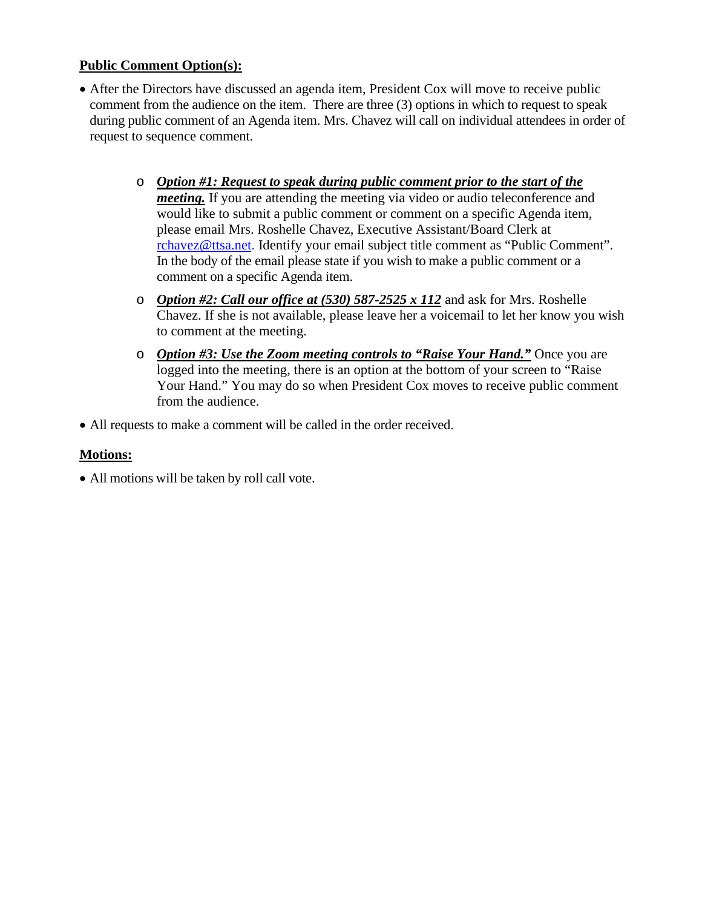**Public Comment Option(s):**

- After the Directors have discussed an agenda item, President Cox will move to receive public comment from the audience on the item. There are three (3) options in which to request to speak during public comment of an Agenda item. Mrs. Chavez will call on individual attendees in order of request to sequence comment.

  - ***Option #1: Request to speak during public comment prior to the start of the meeting.*** If you are attending the meeting via video or audio teleconference and would like to submit a public comment or comment on a specific Agenda item, please email Mrs. Roshelle Chavez, Executive Assistant/Board Clerk at rchavez@ttsa.net. Identify your email subject title comment as "Public Comment". In the body of the email please state if you wish to make a public comment or a comment on a specific Agenda item.
  - ***Option #2: Call our office at (530) 587-2525 x 112*** and ask for Mrs. Roshelle Chavez. If she is not available, please leave her a voicemail to let her know you wish to comment at the meeting.
  - ***Option #3: Use the Zoom meeting controls to "Raise Your Hand."*** Once you are logged into the meeting, there is an option at the bottom of your screen to "Raise Your Hand." You may do so when President Cox moves to receive public comment from the audience.

- All requests to make a comment will be called in the order received.

**Motions:**

- All motions will be taken by roll call vote.